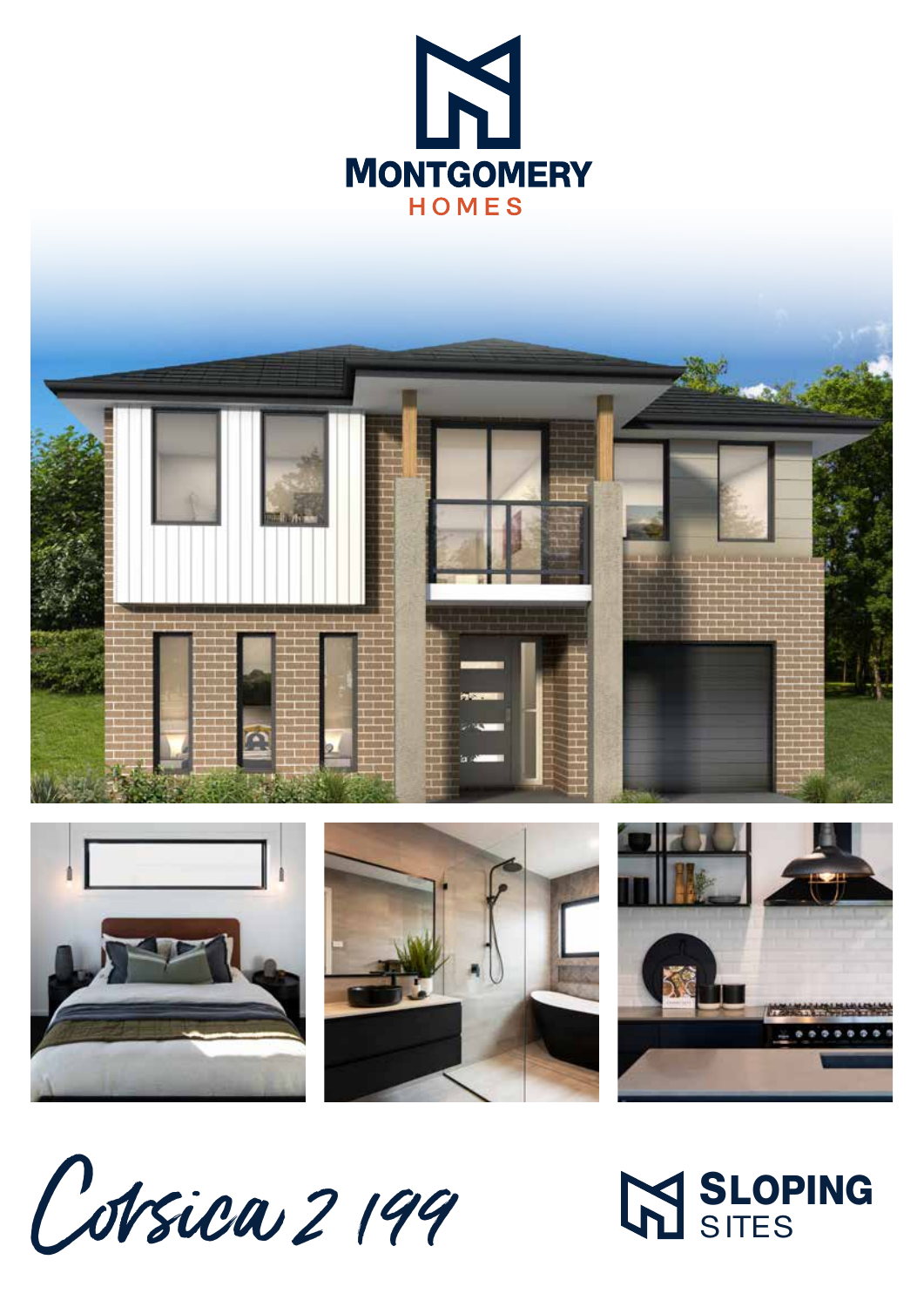MONTGOMERY HOMES

# Corsica 2 199

SLOPING SITES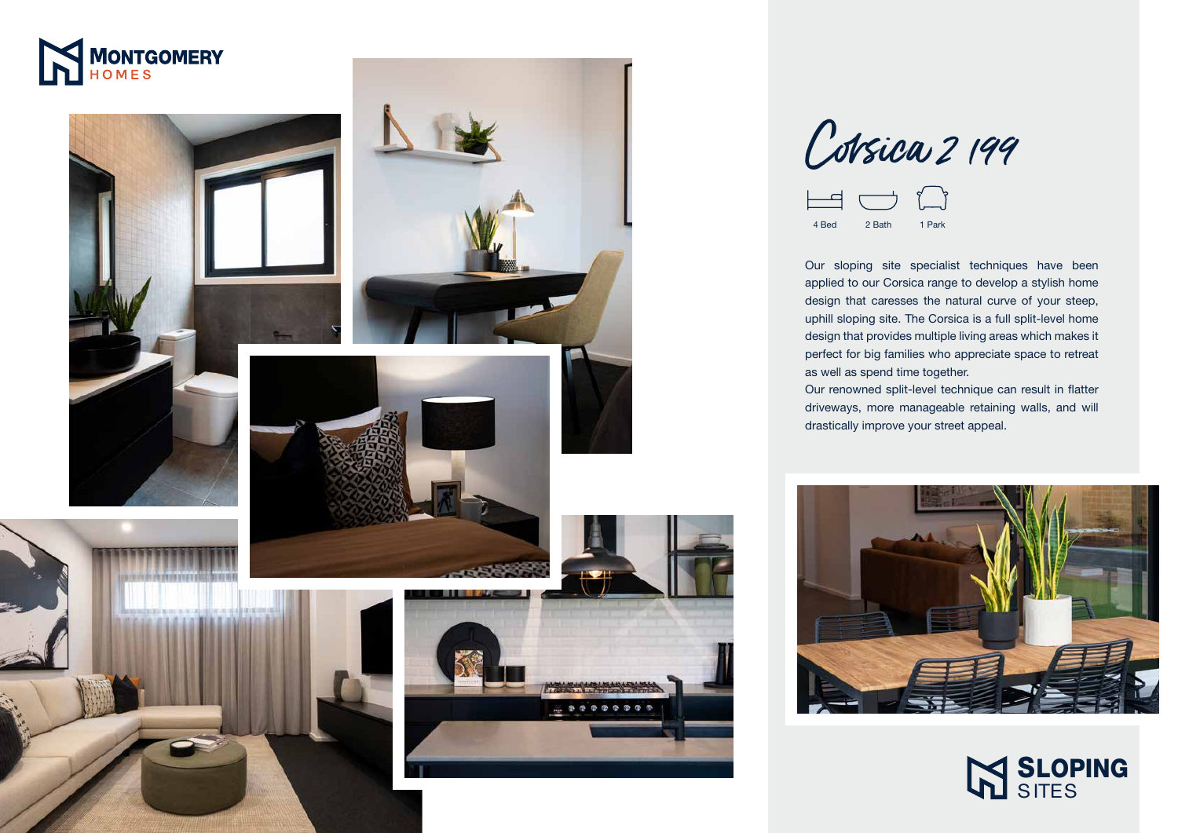MONTGOMERY HOMES

# Corsica 2 199

4 Bed | 2 Bath | 1 Park

Our sloping site specialist techniques have been applied to our Corsica range to develop a stylish home design that caresses the natural curve of your steep, uphill sloping site. The Corsica is a full split-level home design that provides multiple living areas which makes it perfect for big families who appreciate space to retreat as well as spend time together.
Our renowned split-level technique can result in flatter driveways, more manageable retaining walls, and will drastically improve your street appeal.

SLOPING SITES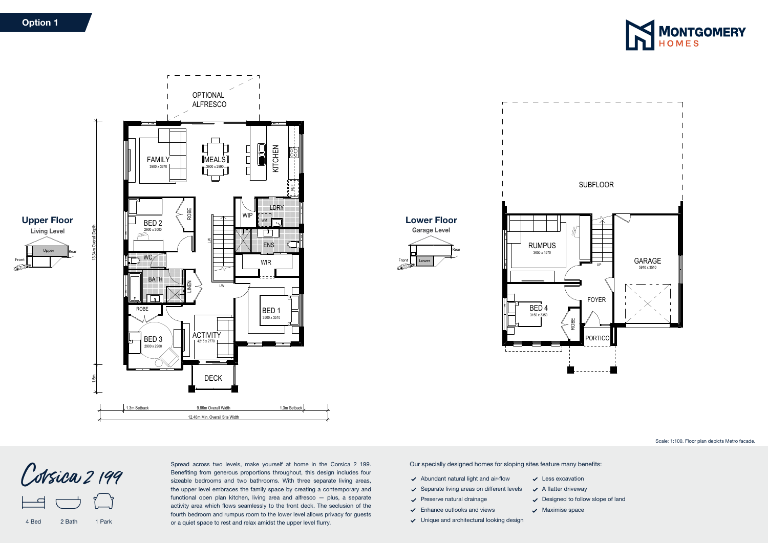**Option 1**

MONTGOMERY HOMES

## Upper Floor

**Living Level**

Front | Upper | Rear

OPTIONAL ALFRESCO

FAMILY 3900 x 3670

MEALS 3900 x 2990

KITCHEN

BED 2 2900 x 3000

ROBE

WIP

LDRY

WM

ENS

WC

WIR

BATH

LINEN

LW

BED 1 3500 x 3510

ROBE

BED 3 2900 x 2900

ACTIVITY 4215 x 2770

DECK

13.34m Overall Depth

1.5m

1.3m Setback | 9.86m Overall Width | 1.3m Setback

12.46m Min. Overall Site Width

## Lower Floor

**Garage Level**

Front | Lower | Rear

SUBFLOOR

RUMPUS 3650 x 4570

UP

GARAGE 5910 x 3510

FOYER

BED 4 3150 x 3350

ROBE

PORTICO

Scale: 1:100. Floor plan depicts Metro facade.

# Corsica 2 199

4 Bed | 2 Bath | 1 Park

Spread across two levels, make yourself at home in the Corsica 2 199. Benefiting from generous proportions throughout, this design includes four sizeable bedrooms and two bathrooms. With three separate living areas, the upper level embraces the family space by creating a contemporary and functional open plan kitchen, living area and alfresco — plus, a separate activity area which flows seamlessly to the front deck. The seclusion of the fourth bedroom and rumpus room to the lower level allows privacy for guests or a quiet space to rest and relax amidst the upper level flurry.

Our specially designed homes for sloping sites feature many benefits:

- Abundant natural light and air-flow
- Separate living areas on different levels
- Preserve natural drainage
- Enhance outlooks and views
- Unique and architectural looking design
- Less excavation
- A flatter driveway
- Designed to follow slope of land
- Maximise space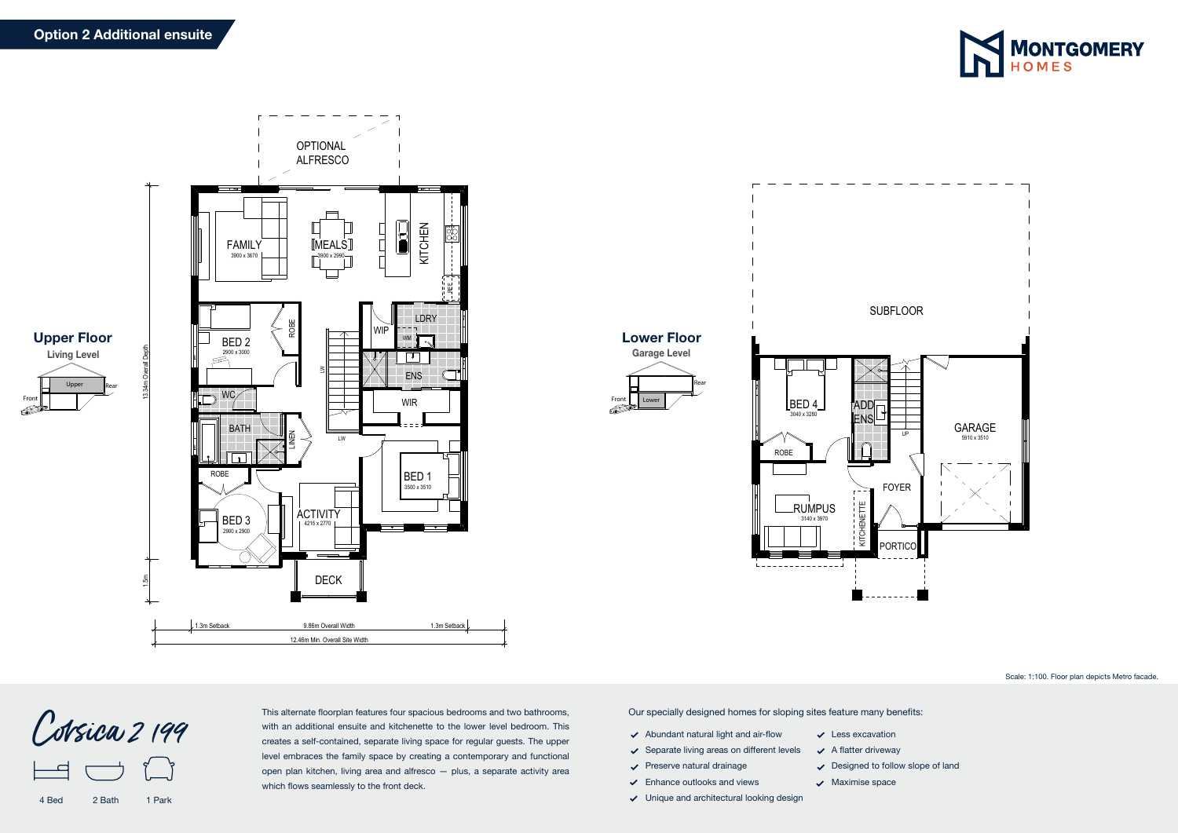## Option 2 Additional ensuite

MONTGOMERY HOMES

### Upper Floor

Living Level

OPTIONAL ALFRESCO

FAMILY 3900 x 3670

MEALS 3900 x 2990

KITCHEN

WIP

LDRY

BED 2 2900 x 3000

ROBE

ENS

WC

WIR

BATH

LINEN

BED 1 3500 x 3510

ROBE

BED 3 2900 x 2900

ACTIVITY 4215 x 2770

DECK

13.34m Overall Depth

1.5m

1.3m Setback | 9.86m Overall Width | 1.3m Setback

12.46m Min. Overall Site Width

### Lower Floor

Garage Level

SUBFLOOR

BED 4 3040 x 3280

ADD ENS

ROBE

GARAGE 5910 x 3510

FOYER

RUMPUS 3140 x 3970

KITCHENETTE

PORTICO

Scale: 1:100. Floor plan depicts Metro facade.

# Corsica 2 199

4 Bed | 2 Bath | 1 Park

This alternate floorplan features four spacious bedrooms and two bathrooms, with an additional ensuite and kitchenette to the lower level bedroom. This creates a self-contained, separate living space for regular guests. The upper level embraces the family space by creating a contemporary and functional open plan kitchen, living area and alfresco — plus, a separate activity area which flows seamlessly to the front deck.

Our specially designed homes for sloping sites feature many benefits:

- Abundant natural light and air-flow
- Separate living areas on different levels
- Preserve natural drainage
- Enhance outlooks and views
- Unique and architectural looking design
- Less excavation
- A flatter driveway
- Designed to follow slope of land
- Maximise space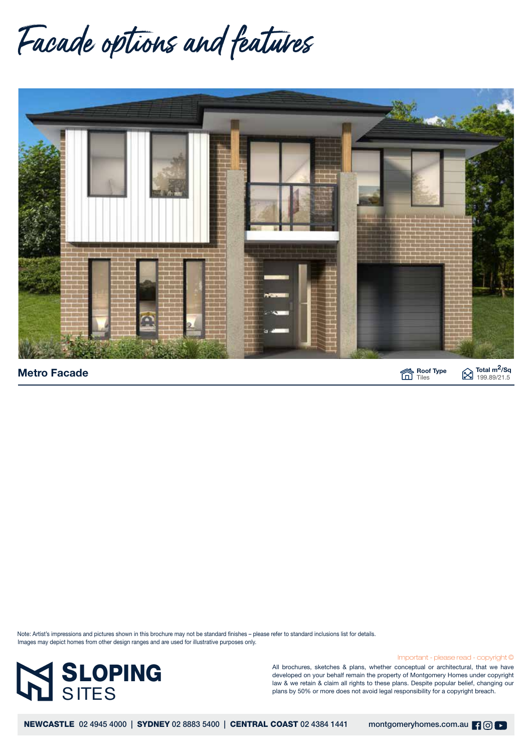# Facade options and features

**Metro Facade**

Roof Type
Tiles

Total $m^2$/Sq
199.89/21.5

Note: Artist's impressions and pictures shown in this brochure may not be standard finishes – please refer to standard inclusions list for details.
Images may depict homes from other design ranges and are used for illustrative purposes only.

SLOPING SITES

Important - please read - copyright ©

All brochures, sketches & plans, whether conceptual or architectural, that we have developed on your behalf remain the property of Montgomery Homes under copyright law & we retain & claim all rights to these plans. Despite popular belief, changing our plans by 50% or more does not avoid legal responsibility for a copyright breach.

**NEWCASTLE** 02 4945 4000 | **SYDNEY** 02 8883 5400 | **CENTRAL COAST** 02 4384 1441 montgomeryhomes.com.au